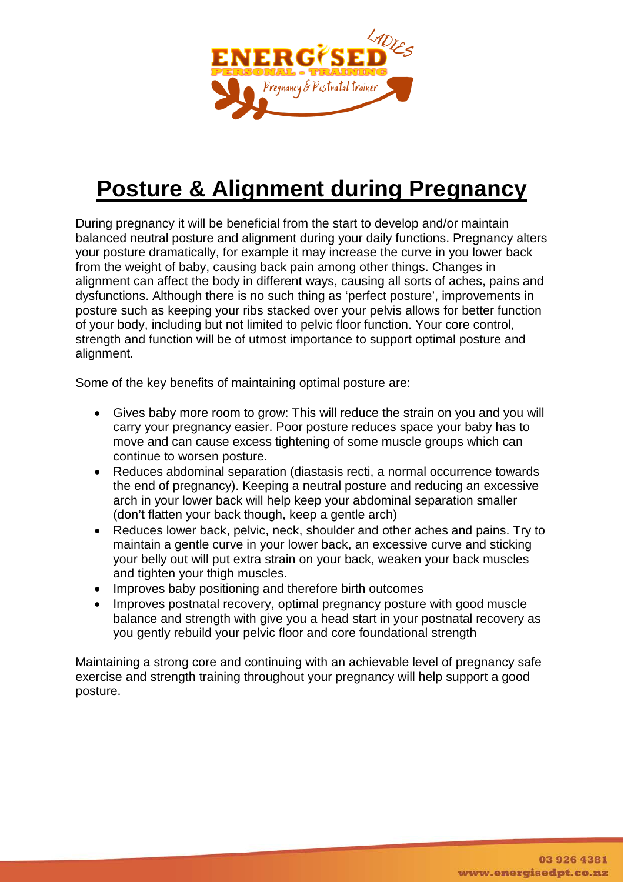# Posture & Alignment during Pregnancy

During pregnancy it will be beneficial from the start to develop and/or maintain balanced neutral posture and alignment during your daily functions. Pregnancy alters your posture dramatically, for example it may increase the curve in you lower back from the weight of baby, causing back pain among other things. Changes in alignment can affect the body in different ways, causing all sorts of aches, pains and dysfunctions. Although there is no such thing as 'perfect posture', improvements in posture such as keeping your ribs stacked over your pelvis allows for better function of your body, including but not limited to pelvic floor function. Your core control, strength and function will be of utmost importance to support optimal posture and alignment.

Some of the key benefits of maintaining optimal posture are:

- Gives baby more room to grow: This will reduce the strain on you and you will carry your pregnancy easier. Poor posture reduces space your baby has to move and can cause excess tightening of some muscle groups which can continue to worsen posture.
- Reduces abdominal separation (diastasis recti, a normal occurrence towards the end of pregnancy). Keeping a neutral posture and reducing an excessive arch in your lower back will help keep your abdominal separation smaller (don't flatten your back though, keep a gentle arch)
- Reduces lower back, pelvic, neck, shoulder and other aches and pains. Try to maintain a gentle curve in your lower back, an excessive curve and sticking your belly out will put extra strain on your back, weaken your back muscles and tighten your thigh muscles.
- Improves baby positioning and therefore birth outcomes
- Improves postnatal recovery, optimal pregnancy posture with good muscle balance and strength with give you a head start in your postnatal recovery as you gently rebuild your pelvic floor and core foundational strength

Maintaining a strong core and continuing with an achievable level of pregnancy safe exercise and strength training throughout your pregnancy will help support a good posture.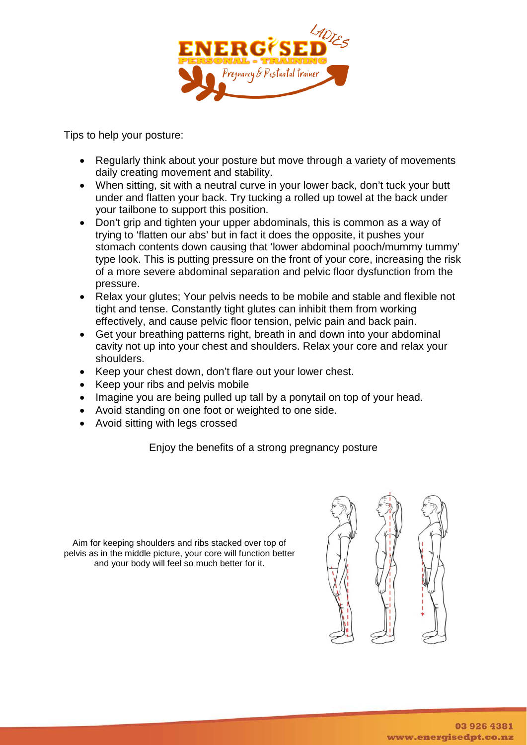Tips to help your posture:

- Regularly think about your posture but move through a variety of movements daily creating movement and stability.
- When sitting, sit with a neutral curve in your lower back, don't tuck your butt under and flatten your back. Try tucking a rolled up towel at the back under your tailbone to support this position.
- Don't grip and tighten your upper abdominals, this is common as a way of trying to 'flatten our abs' but in fact it does the opposite, it pushes your stomach contents down causing that 'lower abdominal pooch/mummy tummy' type look. This is putting pressure on the front of your core, increasing the risk of a more severe abdominal separation and pelvic floor dysfunction from the pressure.
- Relax your glutes; Your pelvis needs to be mobile and stable and flexible not tight and tense. Constantly tight glutes can inhibit them from working effectively, and cause pelvic floor tension, pelvic pain and back pain.
- Get your breathing patterns right, breath in and down into your abdominal cavity not up into your chest and shoulders. Relax your core and relax your shoulders.
- Keep your chest down, don't flare out your lower chest.
- Keep your ribs and pelvis mobile
- Imagine you are being pulled up tall by a ponytail on top of your head.
- Avoid standing on one foot or weighted to one side.
- Avoid sitting with legs crossed

Enjoy the benefits of a strong pregnancy posture

Aim for keeping shoulders and ribs stacked over top of pelvis as in the middle picture, your core will function better and your body will feel so much better for it.